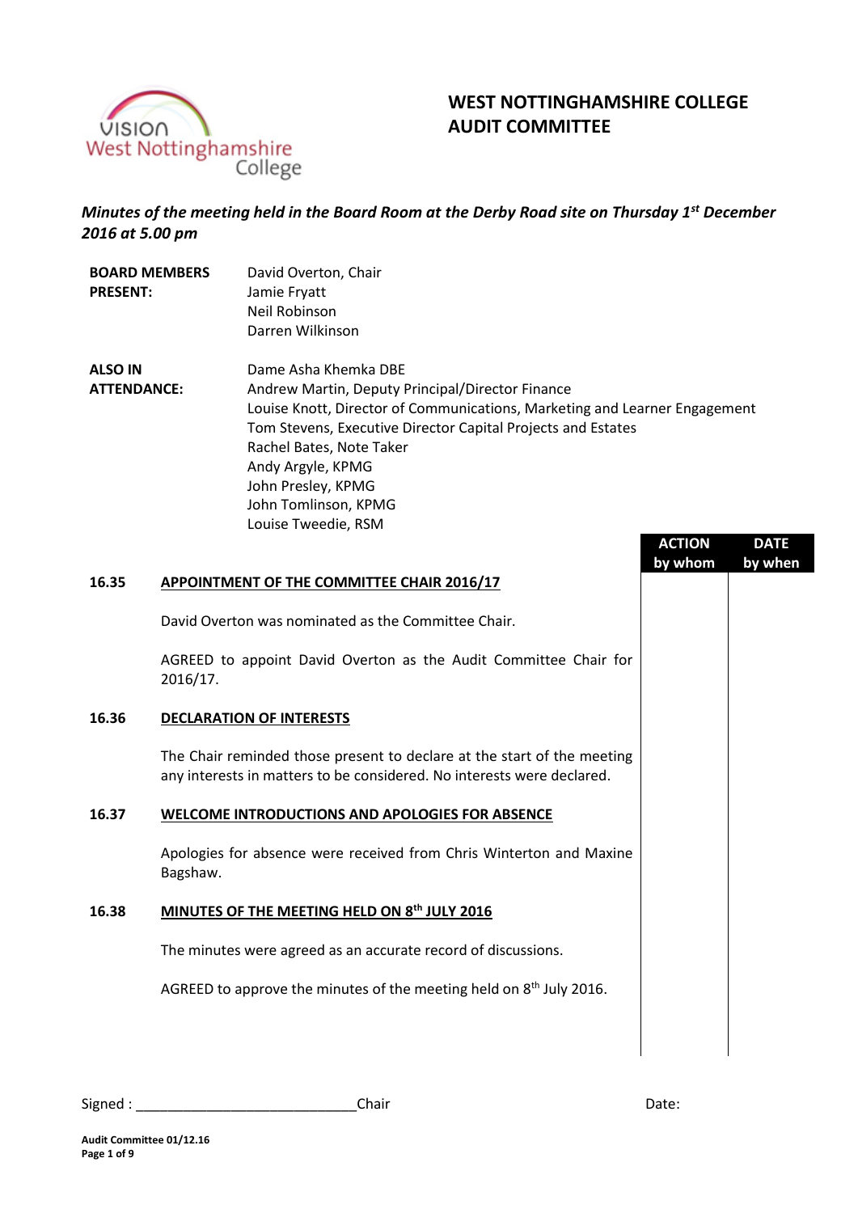# WEST NOTTINGHAMSHIRE COLLEGE
# AUDIT COMMITTEE

***Minutes of the meeting held in the Board Room at the Derby Road site on Thursday 1st December 2016 at 5.00 pm***

| | |
|---|---|
| **BOARD MEMBERS PRESENT:** | David Overton, Chair<br>Jamie Fryatt<br>Neil Robinson<br>Darren Wilkinson |
| **ALSO IN ATTENDANCE:** | Dame Asha Khemka DBE<br>Andrew Martin, Deputy Principal/Director Finance<br>Louise Knott, Director of Communications, Marketing and Learner Engagement<br>Tom Stevens, Executive Director Capital Projects and Estates<br>Rachel Bates, Note Taker<br>Andy Argyle, KPMG<br>John Presley, KPMG<br>John Tomlinson, KPMG<br>Louise Tweedie, RSM |

| | | ACTION by whom | DATE by when |
|---|---|---|---|
| **16.35** | **APPOINTMENT OF THE COMMITTEE CHAIR 2016/17** | | |
| | David Overton was nominated as the Committee Chair. | | |
| | AGREED to appoint David Overton as the Audit Committee Chair for 2016/17. | | |
| **16.36** | **DECLARATION OF INTERESTS** | | |
| | The Chair reminded those present to declare at the start of the meeting any interests in matters to be considered. No interests were declared. | | |
| **16.37** | **WELCOME INTRODUCTIONS AND APOLOGIES FOR ABSENCE** | | |
| | Apologies for absence were received from Chris Winterton and Maxine Bagshaw. | | |
| **16.38** | **MINUTES OF THE MEETING HELD ON 8th JULY 2016** | | |
| | The minutes were agreed as an accurate record of discussions. | | |
| | AGREED to approve the minutes of the meeting held on 8th July 2016. | | |

Signed : ____________________________Chair Date: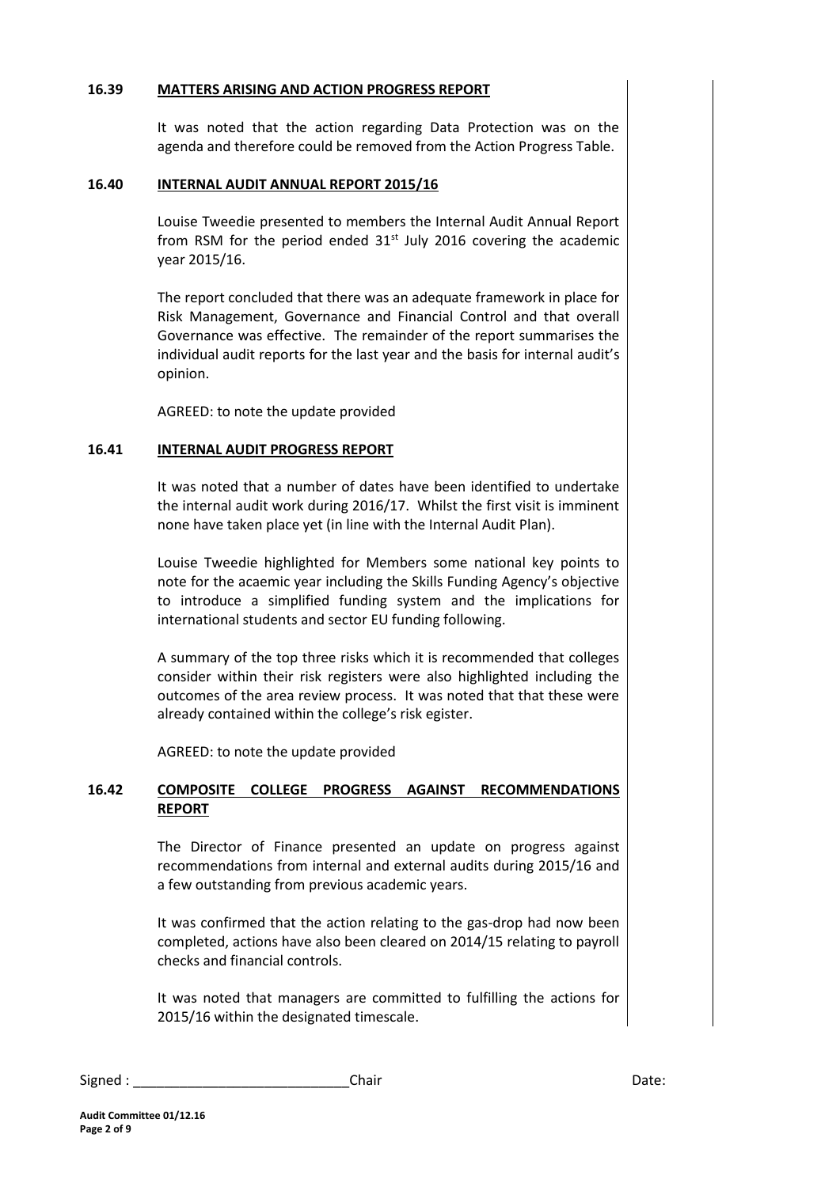### 16.39 MATTERS ARISING AND ACTION PROGRESS REPORT

It was noted that the action regarding Data Protection was on the agenda and therefore could be removed from the Action Progress Table.

### 16.40 INTERNAL AUDIT ANNUAL REPORT 2015/16

Louise Tweedie presented to members the Internal Audit Annual Report from RSM for the period ended 31st July 2016 covering the academic year 2015/16.

The report concluded that there was an adequate framework in place for Risk Management, Governance and Financial Control and that overall Governance was effective. The remainder of the report summarises the individual audit reports for the last year and the basis for internal audit's opinion.

AGREED: to note the update provided

### 16.41 INTERNAL AUDIT PROGRESS REPORT

It was noted that a number of dates have been identified to undertake the internal audit work during 2016/17. Whilst the first visit is imminent none have taken place yet (in line with the Internal Audit Plan).

Louise Tweedie highlighted for Members some national key points to note for the acaemic year including the Skills Funding Agency's objective to introduce a simplified funding system and the implications for international students and sector EU funding following.

A summary of the top three risks which it is recommended that colleges consider within their risk registers were also highlighted including the outcomes of the area review process. It was noted that that these were already contained within the college's risk egister.

AGREED: to note the update provided

### 16.42 COMPOSITE COLLEGE PROGRESS AGAINST RECOMMENDATIONS REPORT

The Director of Finance presented an update on progress against recommendations from internal and external audits during 2015/16 and a few outstanding from previous academic years.

It was confirmed that the action relating to the gas-drop had now been completed, actions have also been cleared on 2014/15 relating to payroll checks and financial controls.

It was noted that managers are committed to fulfilling the actions for 2015/16 within the designated timescale.

Signed : ____________________________Chair Date:

**Audit Committee 01/12.16**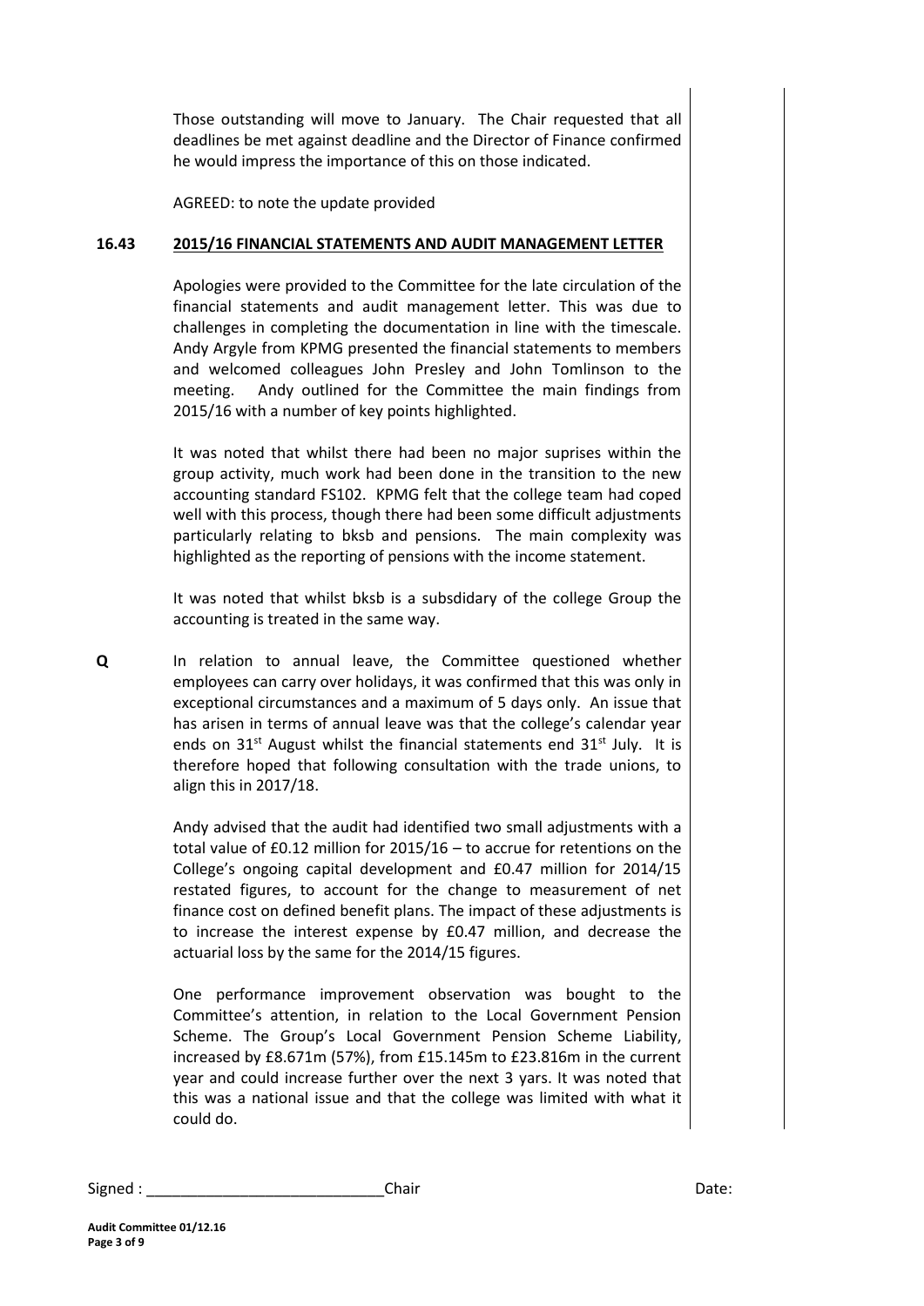Those outstanding will move to January. The Chair requested that all deadlines be met against deadline and the Director of Finance confirmed he would impress the importance of this on those indicated.

AGREED: to note the update provided

**16.43 2015/16 FINANCIAL STATEMENTS AND AUDIT MANAGEMENT LETTER**

Apologies were provided to the Committee for the late circulation of the financial statements and audit management letter. This was due to challenges in completing the documentation in line with the timescale. Andy Argyle from KPMG presented the financial statements to members and welcomed colleagues John Presley and John Tomlinson to the meeting. Andy outlined for the Committee the main findings from 2015/16 with a number of key points highlighted.

It was noted that whilst there had been no major suprises within the group activity, much work had been done in the transition to the new accounting standard FS102. KPMG felt that the college team had coped well with this process, though there had been some difficult adjustments particularly relating to bksb and pensions. The main complexity was highlighted as the reporting of pensions with the income statement.

It was noted that whilst bksb is a subsdidary of the college Group the accounting is treated in the same way.

**Q** In relation to annual leave, the Committee questioned whether employees can carry over holidays, it was confirmed that this was only in exceptional circumstances and a maximum of 5 days only. An issue that has arisen in terms of annual leave was that the college's calendar year ends on 31st August whilst the financial statements end 31st July. It is therefore hoped that following consultation with the trade unions, to align this in 2017/18.

Andy advised that the audit had identified two small adjustments with a total value of £0.12 million for 2015/16 – to accrue for retentions on the College's ongoing capital development and £0.47 million for 2014/15 restated figures, to account for the change to measurement of net finance cost on defined benefit plans. The impact of these adjustments is to increase the interest expense by £0.47 million, and decrease the actuarial loss by the same for the 2014/15 figures.

One performance improvement observation was bought to the Committee's attention, in relation to the Local Government Pension Scheme. The Group's Local Government Pension Scheme Liability, increased by £8.671m (57%), from £15.145m to £23.816m in the current year and could increase further over the next 3 yars. It was noted that this was a national issue and that the college was limited with what it could do.

Signed : ____________________________Chair Date: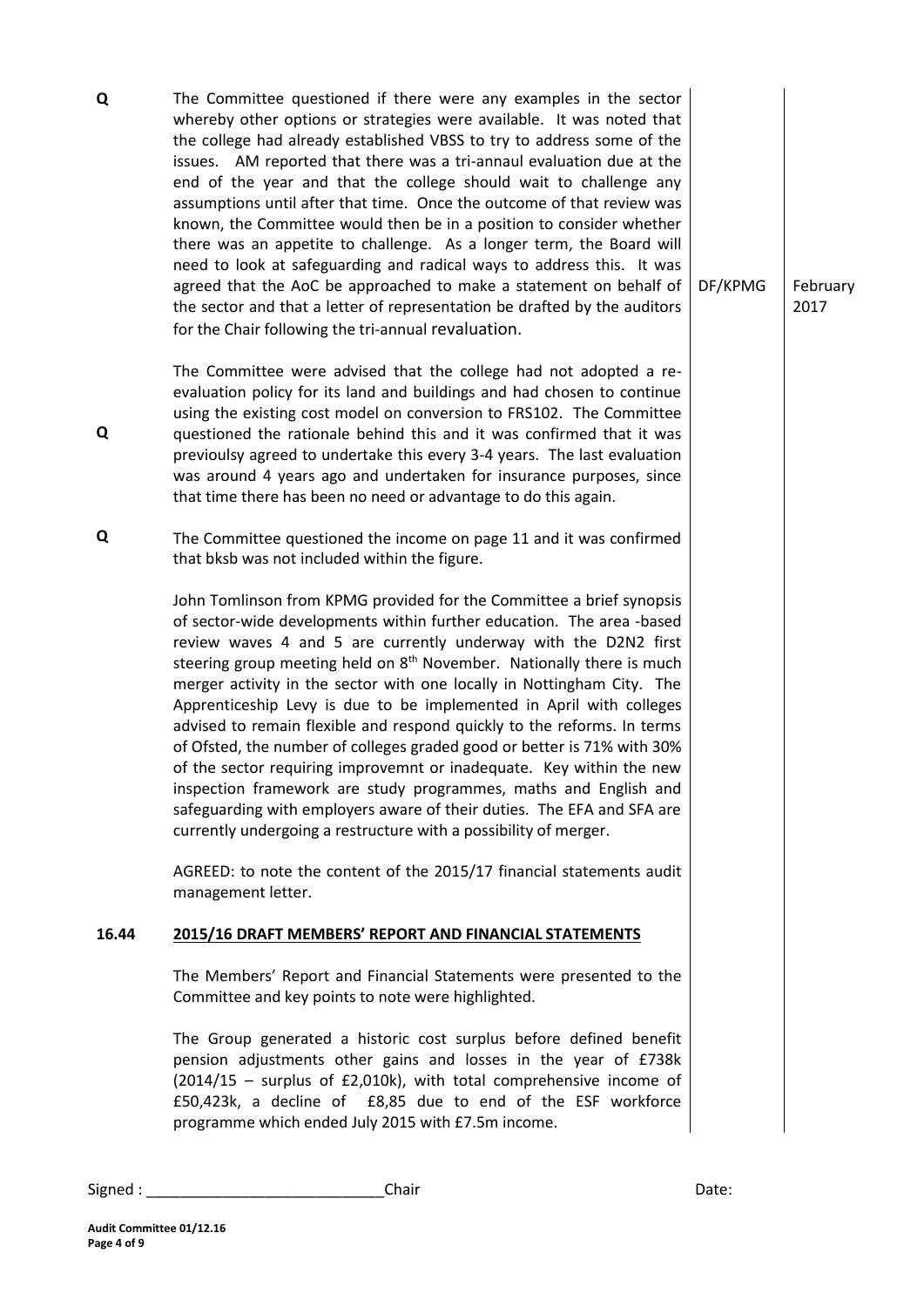| | | | |
|---|---|---|---|
| **Q** | The Committee questioned if there were any examples in the sector whereby other options or strategies were available. It was noted that the college had already established VBSS to try to address some of the issues. AM reported that there was a tri-annaul evaluation due at the end of the year and that the college should wait to challenge any assumptions until after that time. Once the outcome of that review was known, the Committee would then be in a position to consider whether there was an appetite to challenge. As a longer term, the Board will need to look at safeguarding and radical ways to address this. It was agreed that the AoC be approached to make a statement on behalf of the sector and that a letter of representation be drafted by the auditors for the Chair following the tri-annual revaluation. | DF/KPMG | February 2017 |
| **Q** | The Committee were advised that the college had not adopted a re-evaluation policy for its land and buildings and had chosen to continue using the existing cost model on conversion to FRS102. The Committee questioned the rationale behind this and it was confirmed that it was previoulsy agreed to undertake this every 3-4 years. The last evaluation was around 4 years ago and undertaken for insurance purposes, since that time there has been no need or advantage to do this again. | | |
| **Q** | The Committee questioned the income on page 11 and it was confirmed that bksb was not included within the figure. | | |
| | John Tomlinson from KPMG provided for the Committee a brief synopsis of sector-wide developments within further education. The area -based review waves 4 and 5 are currently underway with the D2N2 first steering group meeting held on 8th November. Nationally there is much merger activity in the sector with one locally in Nottingham City. The Apprenticeship Levy is due to be implemented in April with colleges advised to remain flexible and respond quickly to the reforms. In terms of Ofsted, the number of colleges graded good or better is 71% with 30% of the sector requiring improvemnt or inadequate. Key within the new inspection framework are study programmes, maths and English and safeguarding with employers aware of their duties. The EFA and SFA are currently undergoing a restructure with a possibility of merger. | | |
| | AGREED: to note the content of the 2015/17 financial statements audit management letter. | | |
| **16.44** | **2015/16 DRAFT MEMBERS' REPORT AND FINANCIAL STATEMENTS** | | |
| | The Members' Report and Financial Statements were presented to the Committee and key points to note were highlighted. | | |
| | The Group generated a historic cost surplus before defined benefit pension adjustments other gains and losses in the year of £738k (2014/15 – surplus of £2,010k), with total comprehensive income of £50,423k, a decline of £8,85 due to end of the ESF workforce programme which ended July 2015 with £7.5m income. | | |

Signed : ____________________________Chair Date: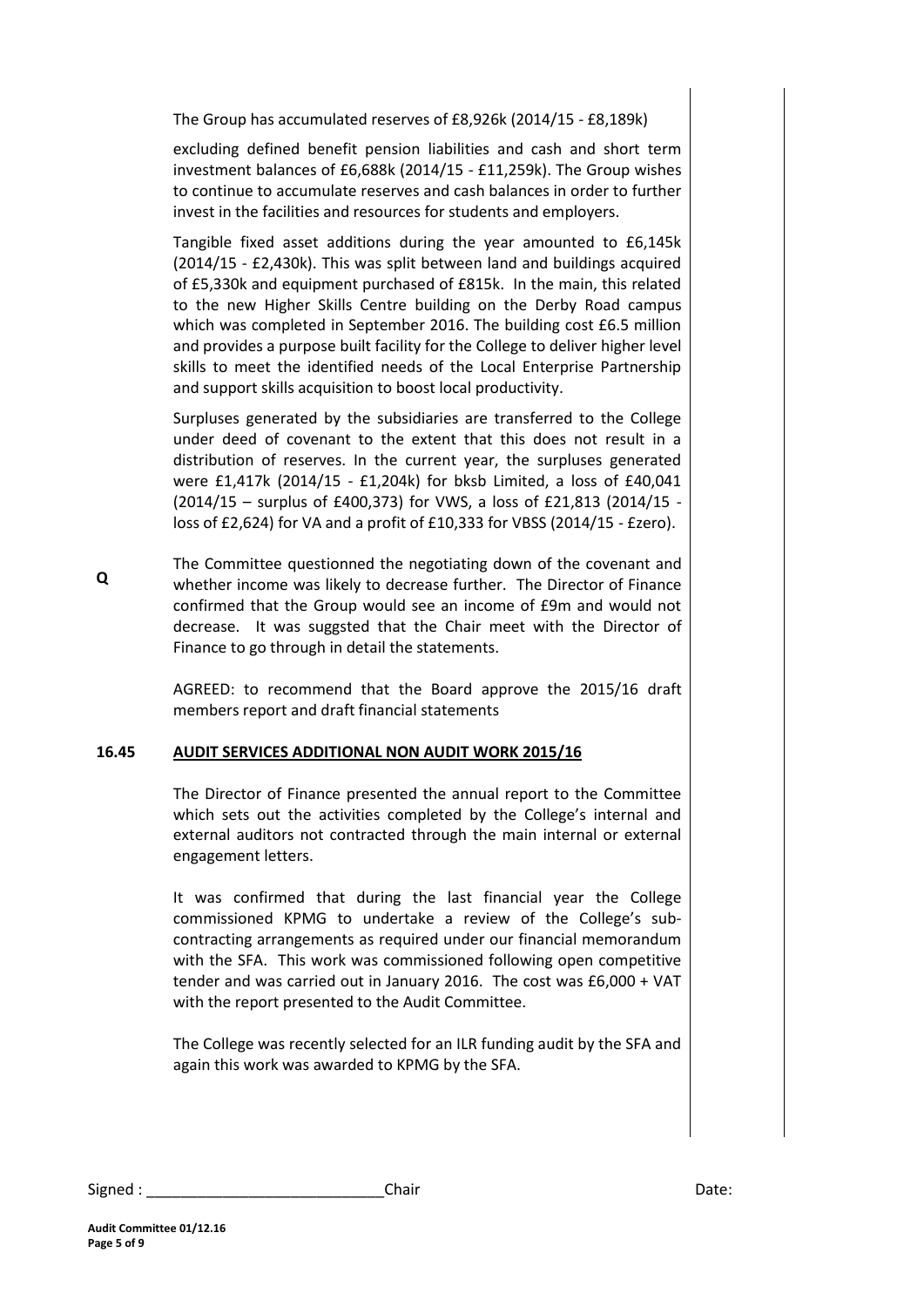The Group has accumulated reserves of £8,926k (2014/15 - £8,189k)

excluding defined benefit pension liabilities and cash and short term investment balances of £6,688k (2014/15 - £11,259k). The Group wishes to continue to accumulate reserves and cash balances in order to further invest in the facilities and resources for students and employers.

Tangible fixed asset additions during the year amounted to £6,145k (2014/15 - £2,430k). This was split between land and buildings acquired of £5,330k and equipment purchased of £815k. In the main, this related to the new Higher Skills Centre building on the Derby Road campus which was completed in September 2016. The building cost £6.5 million and provides a purpose built facility for the College to deliver higher level skills to meet the identified needs of the Local Enterprise Partnership and support skills acquisition to boost local productivity.

Surpluses generated by the subsidiaries are transferred to the College under deed of covenant to the extent that this does not result in a distribution of reserves. In the current year, the surpluses generated were £1,417k (2014/15 - £1,204k) for bksb Limited, a loss of £40,041 (2014/15 – surplus of £400,373) for VWS, a loss of £21,813 (2014/15 - loss of £2,624) for VA and a profit of £10,333 for VBSS (2014/15 - £zero).

**Q**

The Committee questionned the negotiating down of the covenant and whether income was likely to decrease further. The Director of Finance confirmed that the Group would see an income of £9m and would not decrease. It was suggsted that the Chair meet with the Director of Finance to go through in detail the statements.

AGREED: to recommend that the Board approve the 2015/16 draft members report and draft financial statements

**16.45 AUDIT SERVICES ADDITIONAL NON AUDIT WORK 2015/16**

The Director of Finance presented the annual report to the Committee which sets out the activities completed by the College's internal and external auditors not contracted through the main internal or external engagement letters.

It was confirmed that during the last financial year the College commissioned KPMG to undertake a review of the College's sub-contracting arrangements as required under our financial memorandum with the SFA. This work was commissioned following open competitive tender and was carried out in January 2016. The cost was £6,000 + VAT with the report presented to the Audit Committee.

The College was recently selected for an ILR funding audit by the SFA and again this work was awarded to KPMG by the SFA.

Signed : ____________________________Chair Date:

**Audit Committee 01/12.16**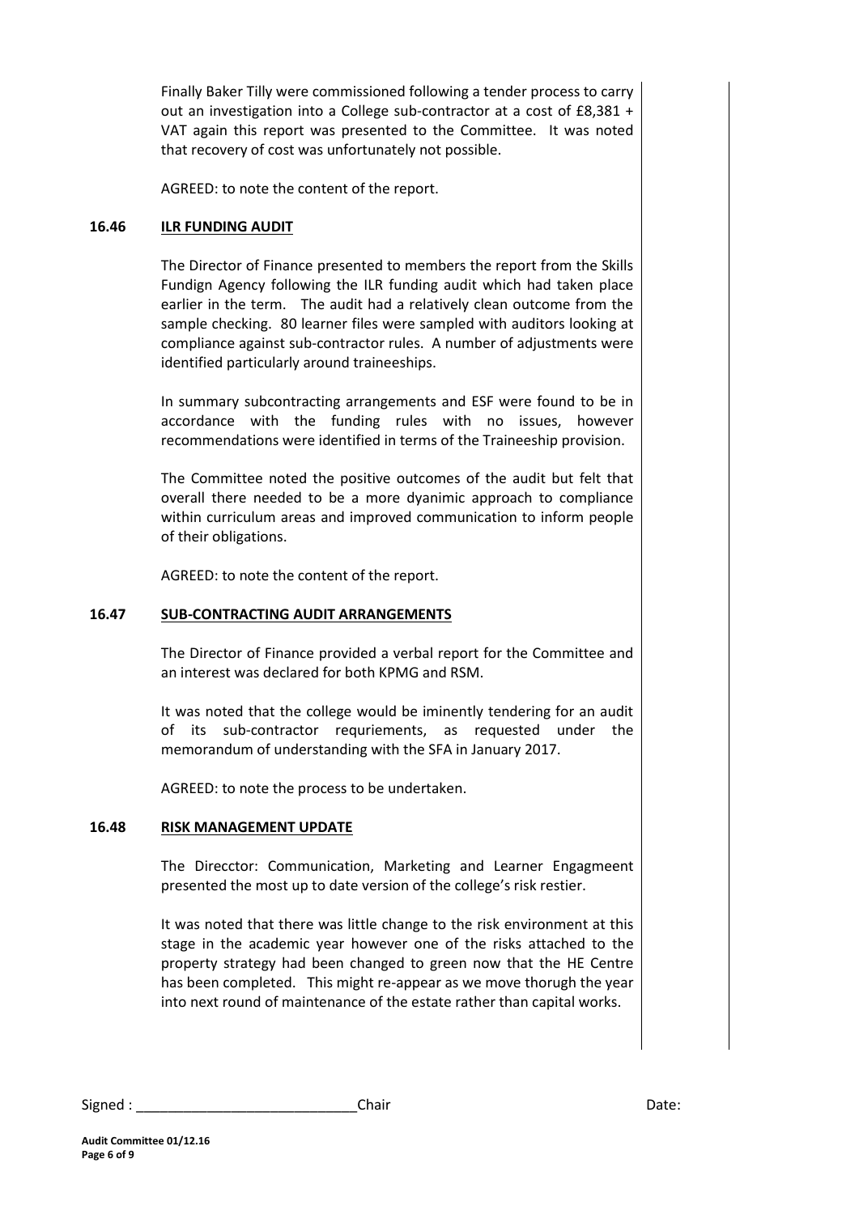Finally Baker Tilly were commissioned following a tender process to carry out an investigation into a College sub-contractor at a cost of £8,381 + VAT again this report was presented to the Committee. It was noted that recovery of cost was unfortunately not possible.

AGREED: to note the content of the report.

**16.46 ILR FUNDING AUDIT**

The Director of Finance presented to members the report from the Skills Fundign Agency following the ILR funding audit which had taken place earlier in the term. The audit had a relatively clean outcome from the sample checking. 80 learner files were sampled with auditors looking at compliance against sub-contractor rules. A number of adjustments were identified particularly around traineeships.

In summary subcontracting arrangements and ESF were found to be in accordance with the funding rules with no issues, however recommendations were identified in terms of the Traineeship provision.

The Committee noted the positive outcomes of the audit but felt that overall there needed to be a more dyanimic approach to compliance within curriculum areas and improved communication to inform people of their obligations.

AGREED: to note the content of the report.

**16.47 SUB-CONTRACTING AUDIT ARRANGEMENTS**

The Director of Finance provided a verbal report for the Committee and an interest was declared for both KPMG and RSM.

It was noted that the college would be iminently tendering for an audit of its sub-contractor requriements, as requested under the memorandum of understanding with the SFA in January 2017.

AGREED: to note the process to be undertaken.

**16.48 RISK MANAGEMENT UPDATE**

The Direcctor: Communication, Marketing and Learner Engagmeent presented the most up to date version of the college's risk restier.

It was noted that there was little change to the risk environment at this stage in the academic year however one of the risks attached to the property strategy had been changed to green now that the HE Centre has been completed. This might re-appear as we move thorugh the year into next round of maintenance of the estate rather than capital works.

Signed : ____________________________Chair Date: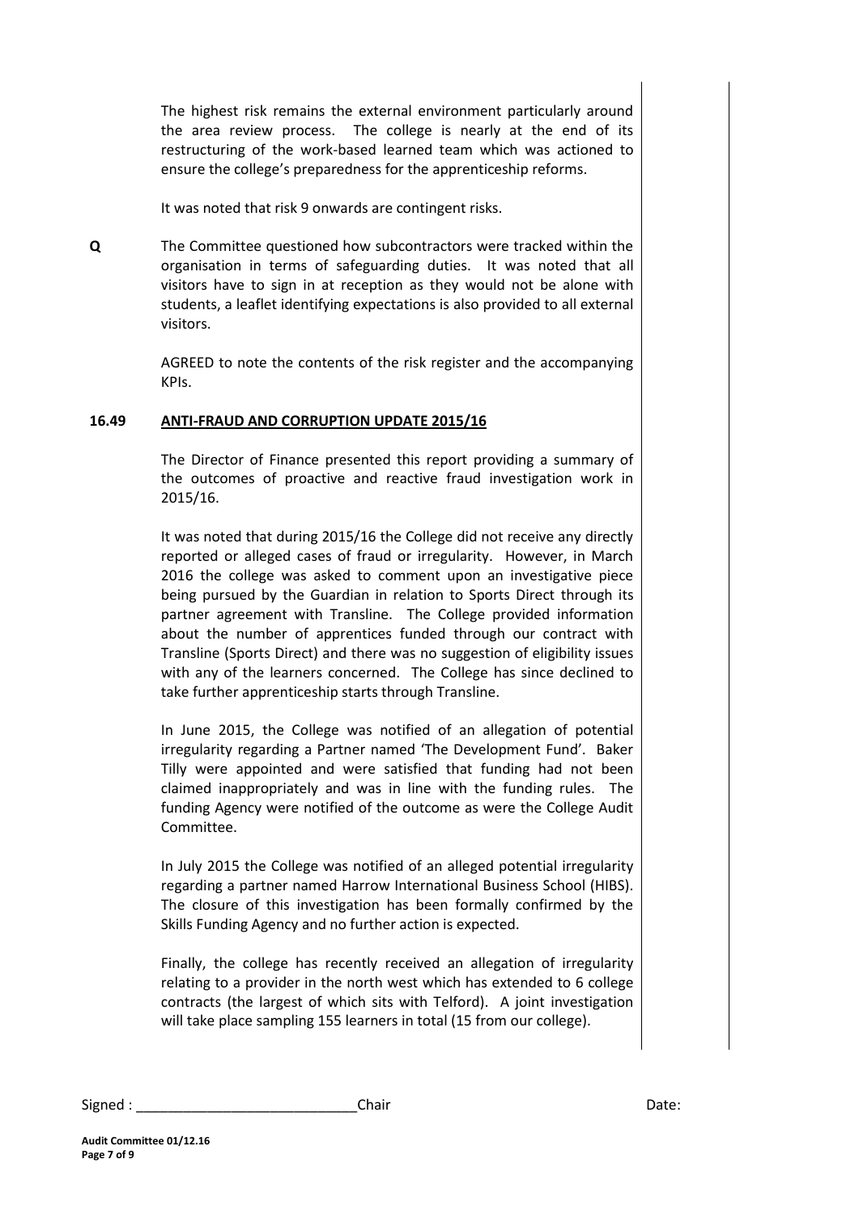The highest risk remains the external environment particularly around the area review process. The college is nearly at the end of its restructuring of the work-based learned team which was actioned to ensure the college's preparedness for the apprenticeship reforms.

It was noted that risk 9 onwards are contingent risks.

**Q** The Committee questioned how subcontractors were tracked within the organisation in terms of safeguarding duties. It was noted that all visitors have to sign in at reception as they would not be alone with students, a leaflet identifying expectations is also provided to all external visitors.

AGREED to note the contents of the risk register and the accompanying KPIs.

**16.49 <u>ANTI-FRAUD AND CORRUPTION UPDATE 2015/16</u>**

The Director of Finance presented this report providing a summary of the outcomes of proactive and reactive fraud investigation work in 2015/16.

It was noted that during 2015/16 the College did not receive any directly reported or alleged cases of fraud or irregularity. However, in March 2016 the college was asked to comment upon an investigative piece being pursued by the Guardian in relation to Sports Direct through its partner agreement with Transline. The College provided information about the number of apprentices funded through our contract with Transline (Sports Direct) and there was no suggestion of eligibility issues with any of the learners concerned. The College has since declined to take further apprenticeship starts through Transline.

In June 2015, the College was notified of an allegation of potential irregularity regarding a Partner named 'The Development Fund'. Baker Tilly were appointed and were satisfied that funding had not been claimed inappropriately and was in line with the funding rules. The funding Agency were notified of the outcome as were the College Audit Committee.

In July 2015 the College was notified of an alleged potential irregularity regarding a partner named Harrow International Business School (HIBS). The closure of this investigation has been formally confirmed by the Skills Funding Agency and no further action is expected.

Finally, the college has recently received an allegation of irregularity relating to a provider in the north west which has extended to 6 college contracts (the largest of which sits with Telford). A joint investigation will take place sampling 155 learners in total (15 from our college).

Signed : ____________________________Chair Date: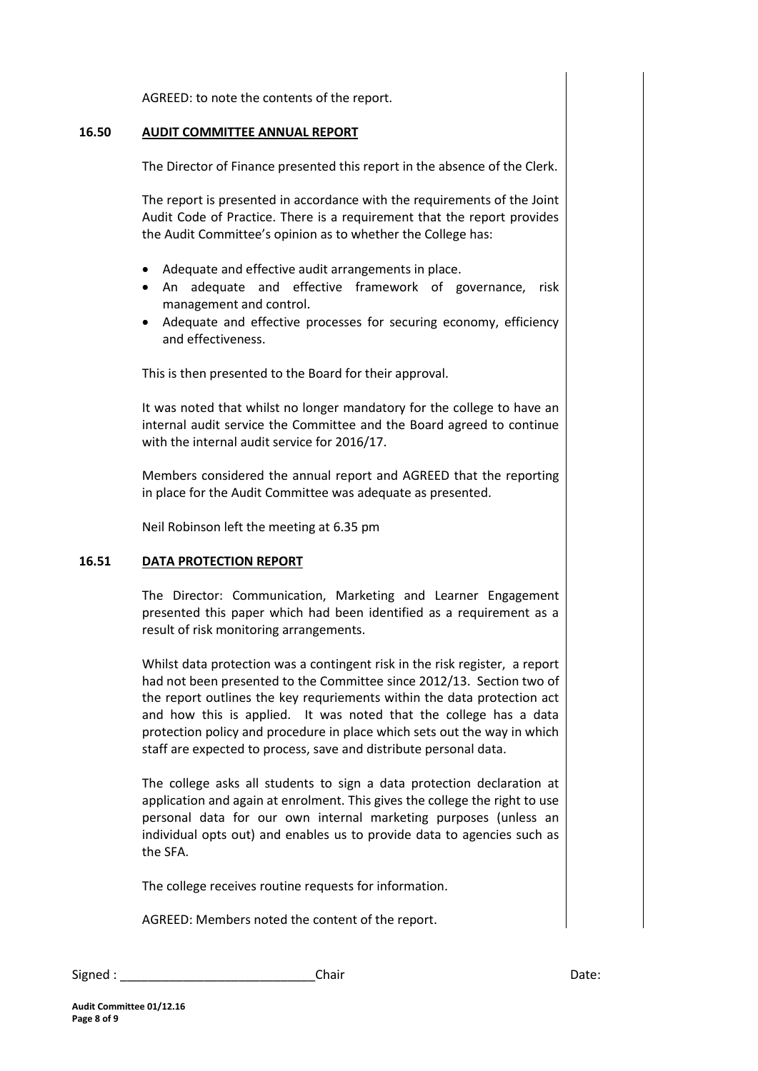AGREED: to note the contents of the report.

**16.50 AUDIT COMMITTEE ANNUAL REPORT**

The Director of Finance presented this report in the absence of the Clerk.

The report is presented in accordance with the requirements of the Joint Audit Code of Practice. There is a requirement that the report provides the Audit Committee's opinion as to whether the College has:

- Adequate and effective audit arrangements in place.
- An adequate and effective framework of governance, risk management and control.
- Adequate and effective processes for securing economy, efficiency and effectiveness.

This is then presented to the Board for their approval.

It was noted that whilst no longer mandatory for the college to have an internal audit service the Committee and the Board agreed to continue with the internal audit service for 2016/17.

Members considered the annual report and AGREED that the reporting in place for the Audit Committee was adequate as presented.

Neil Robinson left the meeting at 6.35 pm

**16.51 DATA PROTECTION REPORT**

The Director: Communication, Marketing and Learner Engagement presented this paper which had been identified as a requirement as a result of risk monitoring arrangements.

Whilst data protection was a contingent risk in the risk register, a report had not been presented to the Committee since 2012/13. Section two of the report outlines the key requriements within the data protection act and how this is applied. It was noted that the college has a data protection policy and procedure in place which sets out the way in which staff are expected to process, save and distribute personal data.

The college asks all students to sign a data protection declaration at application and again at enrolment. This gives the college the right to use personal data for our own internal marketing purposes (unless an individual opts out) and enables us to provide data to agencies such as the SFA.

The college receives routine requests for information.

AGREED: Members noted the content of the report.

Signed : ____________________________Chair Date: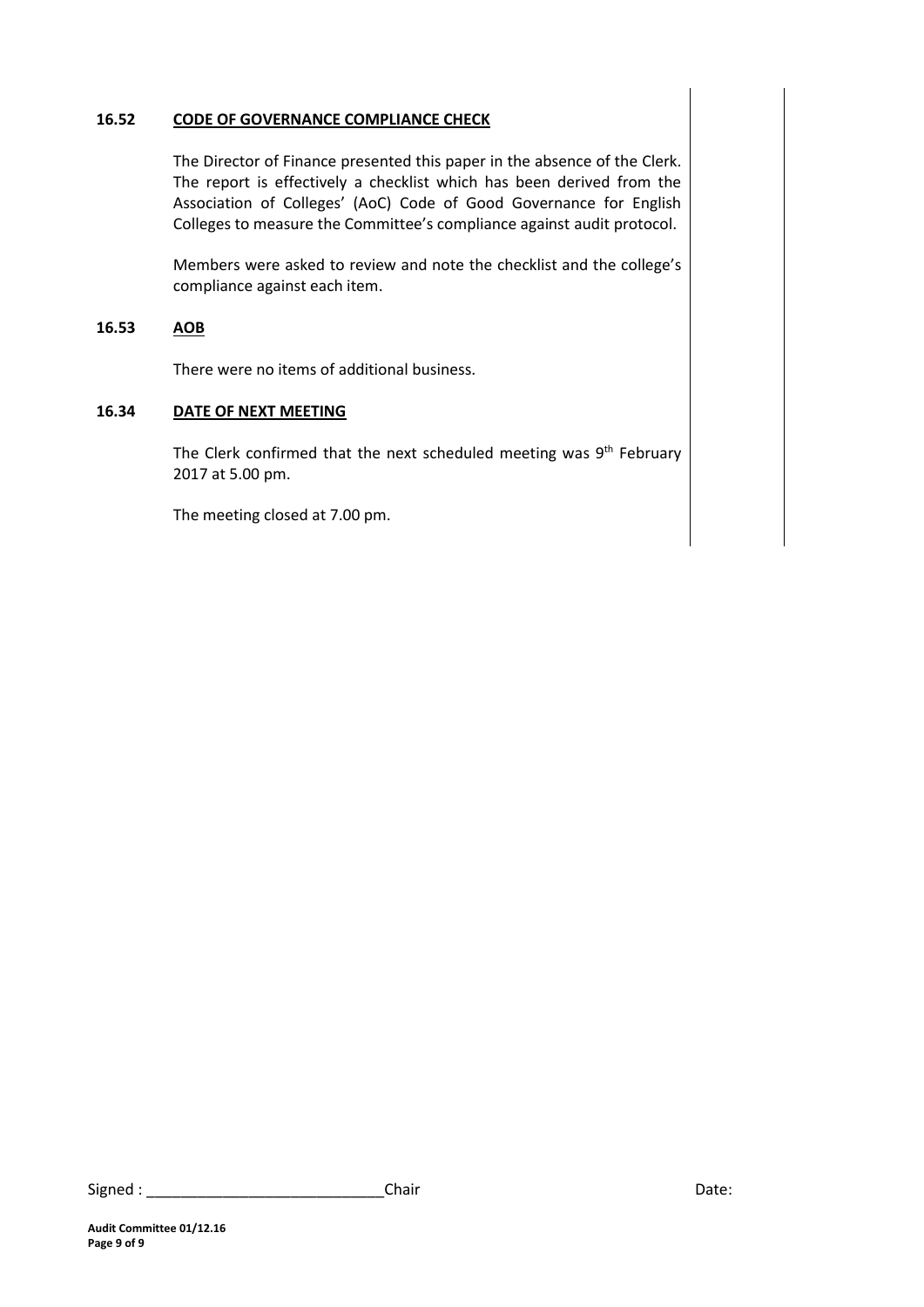**16.52 CODE OF GOVERNANCE COMPLIANCE CHECK**

The Director of Finance presented this paper in the absence of the Clerk. The report is effectively a checklist which has been derived from the Association of Colleges' (AoC) Code of Good Governance for English Colleges to measure the Committee's compliance against audit protocol.

Members were asked to review and note the checklist and the college's compliance against each item.

**16.53 AOB**

There were no items of additional business.

**16.34 DATE OF NEXT MEETING**

The Clerk confirmed that the next scheduled meeting was 9th February 2017 at 5.00 pm.

The meeting closed at 7.00 pm.

Signed : ____________________________Chair Date: